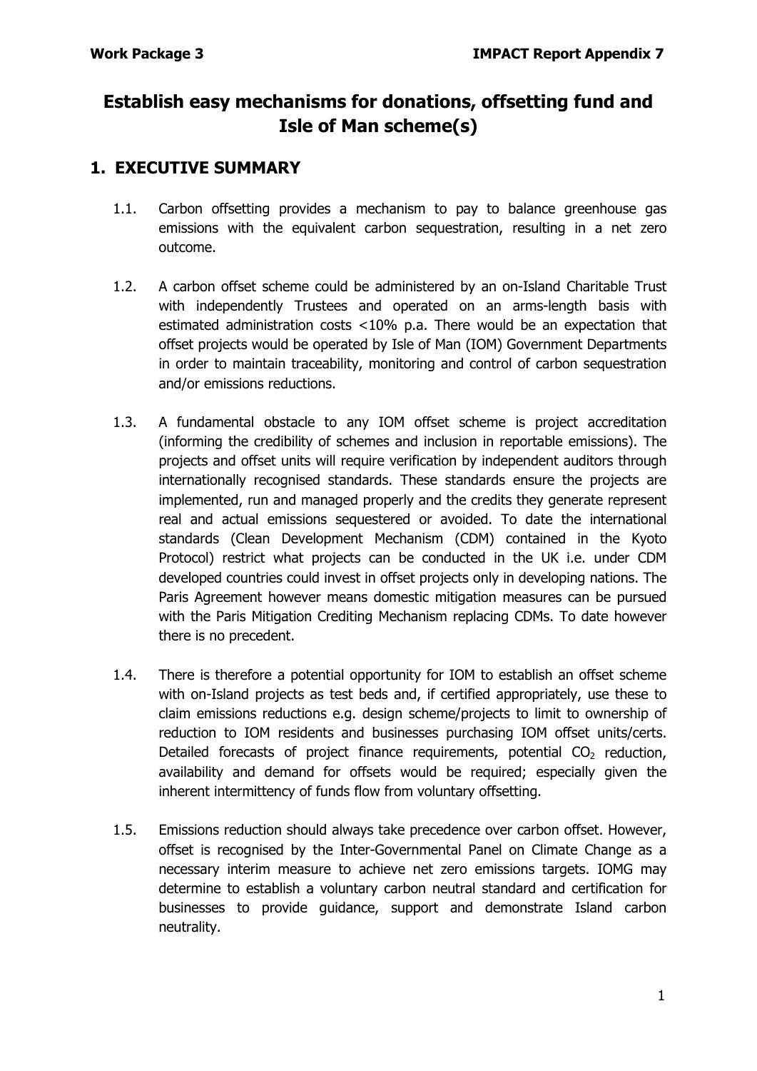# Establish easy mechanisms for donations, offsetting fund and Isle of Man scheme(s)

## 1. EXECUTIVE SUMMARY

1.1. Carbon offsetting provides a mechanism to pay to balance greenhouse gas emissions with the equivalent carbon sequestration, resulting in a net zero outcome.

1.2. A carbon offset scheme could be administered by an on-Island Charitable Trust with independently Trustees and operated on an arms-length basis with estimated administration costs <10% p.a. There would be an expectation that offset projects would be operated by Isle of Man (IOM) Government Departments in order to maintain traceability, monitoring and control of carbon sequestration and/or emissions reductions.

1.3. A fundamental obstacle to any IOM offset scheme is project accreditation (informing the credibility of schemes and inclusion in reportable emissions). The projects and offset units will require verification by independent auditors through internationally recognised standards. These standards ensure the projects are implemented, run and managed properly and the credits they generate represent real and actual emissions sequestered or avoided. To date the international standards (Clean Development Mechanism (CDM) contained in the Kyoto Protocol) restrict what projects can be conducted in the UK i.e. under CDM developed countries could invest in offset projects only in developing nations. The Paris Agreement however means domestic mitigation measures can be pursued with the Paris Mitigation Crediting Mechanism replacing CDMs. To date however there is no precedent.

1.4. There is therefore a potential opportunity for IOM to establish an offset scheme with on-Island projects as test beds and, if certified appropriately, use these to claim emissions reductions e.g. design scheme/projects to limit to ownership of reduction to IOM residents and businesses purchasing IOM offset units/certs. Detailed forecasts of project finance requirements, potential $CO_2$ reduction, availability and demand for offsets would be required; especially given the inherent intermittency of funds flow from voluntary offsetting.

1.5. Emissions reduction should always take precedence over carbon offset. However, offset is recognised by the Inter-Governmental Panel on Climate Change as a necessary interim measure to achieve net zero emissions targets. IOMG may determine to establish a voluntary carbon neutral standard and certification for businesses to provide guidance, support and demonstrate Island carbon neutrality.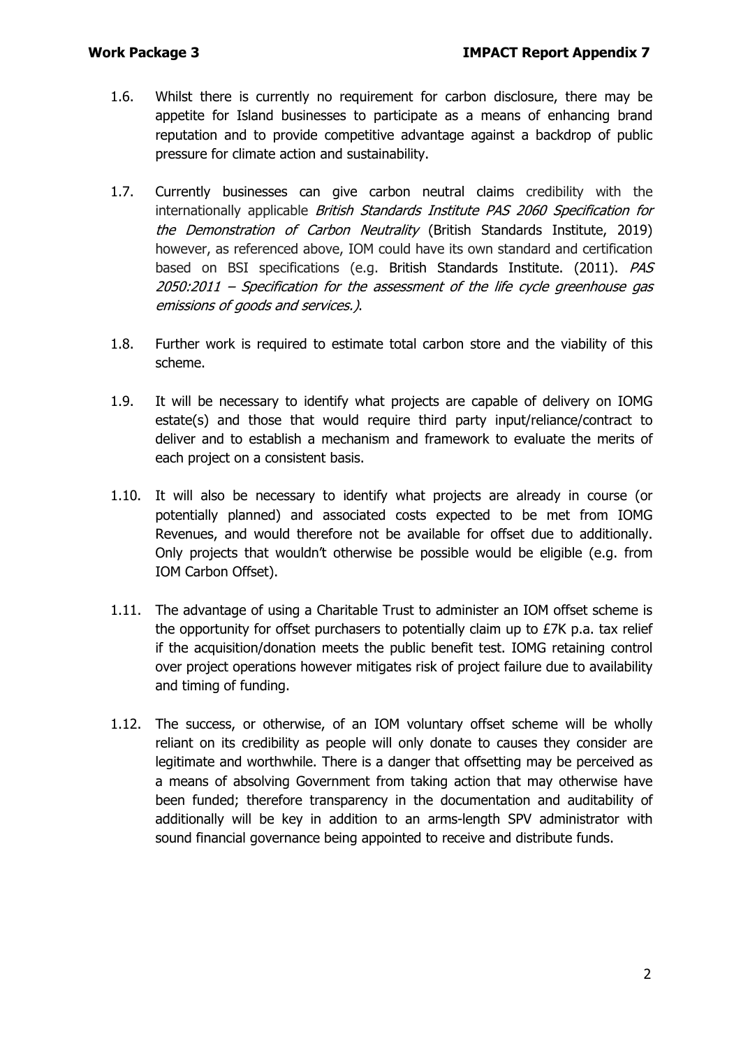1.6. Whilst there is currently no requirement for carbon disclosure, there may be appetite for Island businesses to participate as a means of enhancing brand reputation and to provide competitive advantage against a backdrop of public pressure for climate action and sustainability.

1.7. Currently businesses can give carbon neutral claims credibility with the internationally applicable *British Standards Institute PAS 2060 Specification for the Demonstration of Carbon Neutrality* (British Standards Institute, 2019) however, as referenced above, IOM could have its own standard and certification based on BSI specifications (e.g. British Standards Institute. (2011). *PAS 2050:2011 – Specification for the assessment of the life cycle greenhouse gas emissions of goods and services.)*.

1.8. Further work is required to estimate total carbon store and the viability of this scheme.

1.9. It will be necessary to identify what projects are capable of delivery on IOMG estate(s) and those that would require third party input/reliance/contract to deliver and to establish a mechanism and framework to evaluate the merits of each project on a consistent basis.

1.10. It will also be necessary to identify what projects are already in course (or potentially planned) and associated costs expected to be met from IOMG Revenues, and would therefore not be available for offset due to additionally. Only projects that wouldn't otherwise be possible would be eligible (e.g. from IOM Carbon Offset).

1.11. The advantage of using a Charitable Trust to administer an IOM offset scheme is the opportunity for offset purchasers to potentially claim up to £7K p.a. tax relief if the acquisition/donation meets the public benefit test. IOMG retaining control over project operations however mitigates risk of project failure due to availability and timing of funding.

1.12. The success, or otherwise, of an IOM voluntary offset scheme will be wholly reliant on its credibility as people will only donate to causes they consider are legitimate and worthwhile. There is a danger that offsetting may be perceived as a means of absolving Government from taking action that may otherwise have been funded; therefore transparency in the documentation and auditability of additionally will be key in addition to an arms-length SPV administrator with sound financial governance being appointed to receive and distribute funds.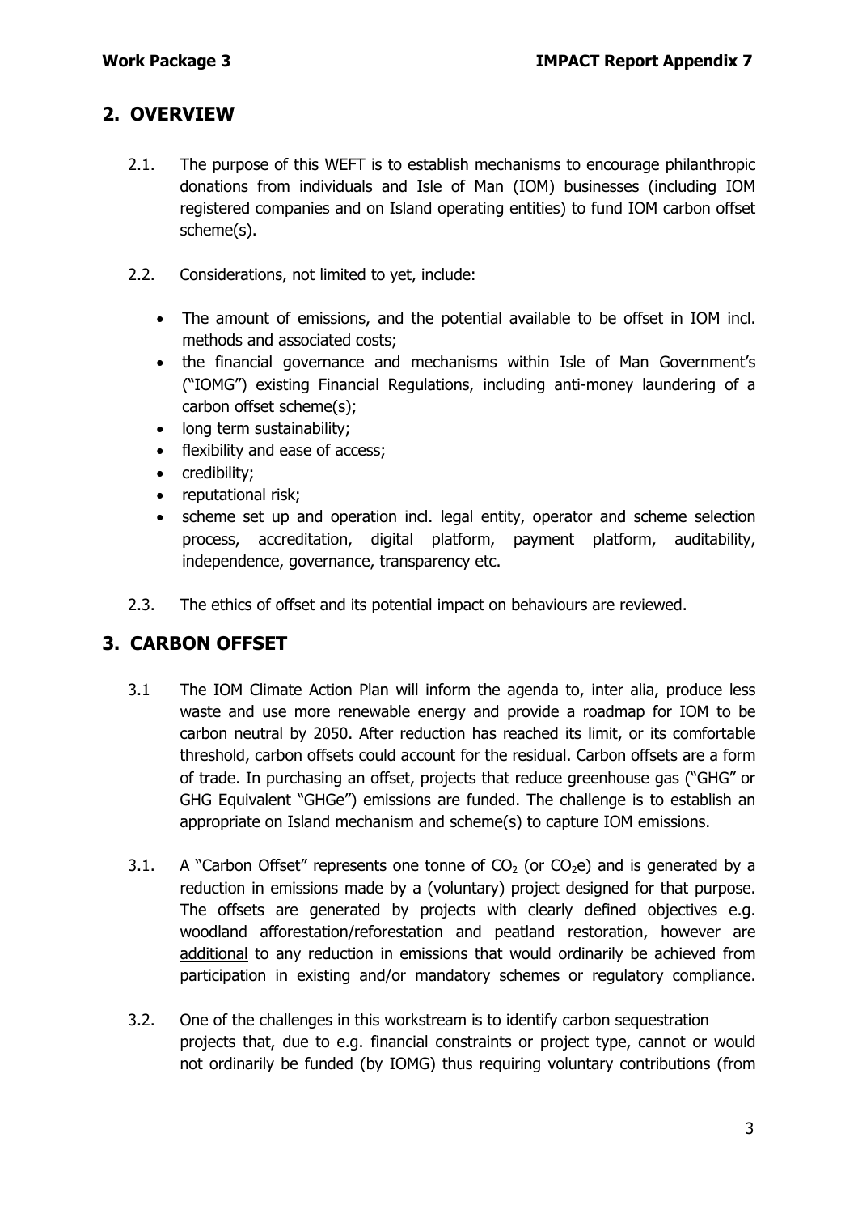## 2. OVERVIEW

2.1. The purpose of this WEFT is to establish mechanisms to encourage philanthropic donations from individuals and Isle of Man (IOM) businesses (including IOM registered companies and on Island operating entities) to fund IOM carbon offset scheme(s).

2.2. Considerations, not limited to yet, include:

- The amount of emissions, and the potential available to be offset in IOM incl. methods and associated costs;
- the financial governance and mechanisms within Isle of Man Government's ("IOMG") existing Financial Regulations, including anti-money laundering of a carbon offset scheme(s);
- long term sustainability;
- flexibility and ease of access;
- credibility;
- reputational risk;
- scheme set up and operation incl. legal entity, operator and scheme selection process, accreditation, digital platform, payment platform, auditability, independence, governance, transparency etc.

2.3. The ethics of offset and its potential impact on behaviours are reviewed.

## 3. CARBON OFFSET

3.1 The IOM Climate Action Plan will inform the agenda to, inter alia, produce less waste and use more renewable energy and provide a roadmap for IOM to be carbon neutral by 2050. After reduction has reached its limit, or its comfortable threshold, carbon offsets could account for the residual. Carbon offsets are a form of trade. In purchasing an offset, projects that reduce greenhouse gas ("GHG" or GHG Equivalent "GHGe") emissions are funded. The challenge is to establish an appropriate on Island mechanism and scheme(s) to capture IOM emissions.

3.1. A "Carbon Offset" represents one tonne of $CO_2$ (or $CO_2e$) and is generated by a reduction in emissions made by a (voluntary) project designed for that purpose. The offsets are generated by projects with clearly defined objectives e.g. woodland afforestation/reforestation and peatland restoration, however are additional to any reduction in emissions that would ordinarily be achieved from participation in existing and/or mandatory schemes or regulatory compliance.

3.2. One of the challenges in this workstream is to identify carbon sequestration projects that, due to e.g. financial constraints or project type, cannot or would not ordinarily be funded (by IOMG) thus requiring voluntary contributions (from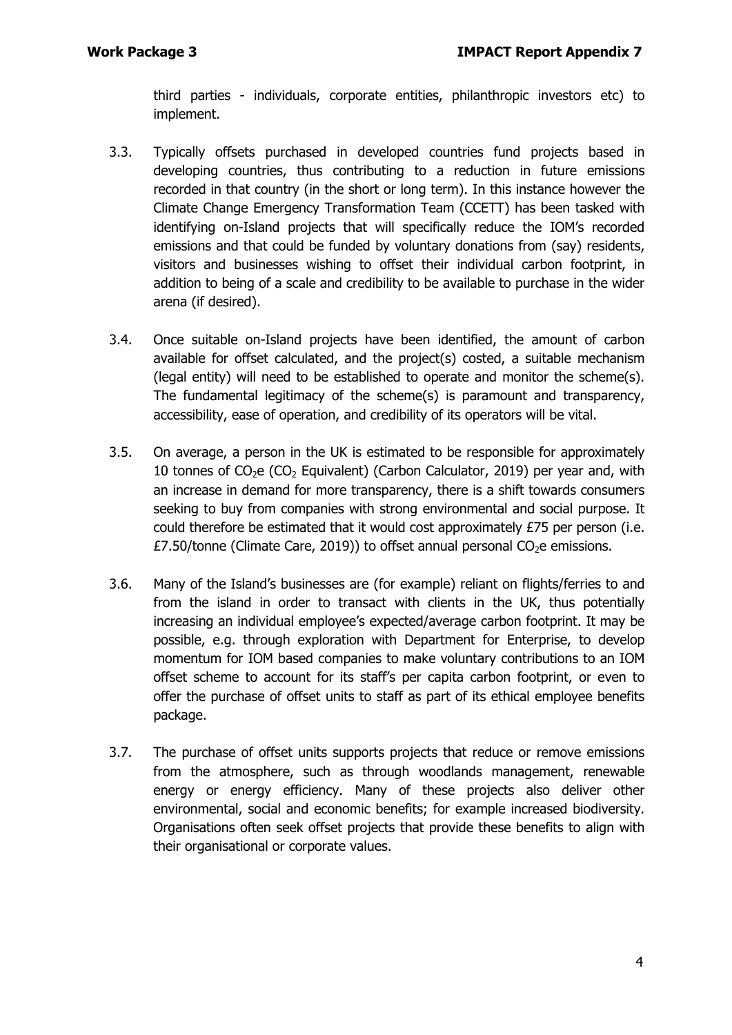third parties - individuals, corporate entities, philanthropic investors etc) to implement.

3.3. Typically offsets purchased in developed countries fund projects based in developing countries, thus contributing to a reduction in future emissions recorded in that country (in the short or long term). In this instance however the Climate Change Emergency Transformation Team (CCETT) has been tasked with identifying on-Island projects that will specifically reduce the IOM's recorded emissions and that could be funded by voluntary donations from (say) residents, visitors and businesses wishing to offset their individual carbon footprint, in addition to being of a scale and credibility to be available to purchase in the wider arena (if desired).

3.4. Once suitable on-Island projects have been identified, the amount of carbon available for offset calculated, and the project(s) costed, a suitable mechanism (legal entity) will need to be established to operate and monitor the scheme(s). The fundamental legitimacy of the scheme(s) is paramount and transparency, accessibility, ease of operation, and credibility of its operators will be vital.

3.5. On average, a person in the UK is estimated to be responsible for approximately 10 tonnes of $CO_2e$ ($CO_2$ Equivalent) (Carbon Calculator, 2019) per year and, with an increase in demand for more transparency, there is a shift towards consumers seeking to buy from companies with strong environmental and social purpose. It could therefore be estimated that it would cost approximately £75 per person (i.e. £7.50/tonne (Climate Care, 2019)) to offset annual personal $CO_2e$ emissions.

3.6. Many of the Island's businesses are (for example) reliant on flights/ferries to and from the island in order to transact with clients in the UK, thus potentially increasing an individual employee's expected/average carbon footprint. It may be possible, e.g. through exploration with Department for Enterprise, to develop momentum for IOM based companies to make voluntary contributions to an IOM offset scheme to account for its staff's per capita carbon footprint, or even to offer the purchase of offset units to staff as part of its ethical employee benefits package.

3.7. The purchase of offset units supports projects that reduce or remove emissions from the atmosphere, such as through woodlands management, renewable energy or energy efficiency. Many of these projects also deliver other environmental, social and economic benefits; for example increased biodiversity. Organisations often seek offset projects that provide these benefits to align with their organisational or corporate values.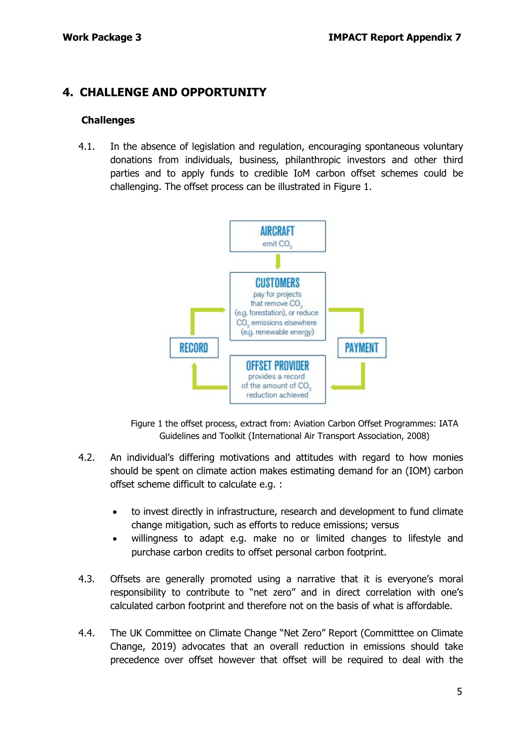## 4. CHALLENGE AND OPPORTUNITY

### Challenges

4.1. In the absence of legislation and regulation, encouraging spontaneous voluntary donations from individuals, business, philanthropic investors and other third parties and to apply funds to credible IoM carbon offset schemes could be challenging. The offset process can be illustrated in Figure 1.

AIRCRAFT
emit $CO_2$

CUSTOMERS
pay for projects that remove $CO_2$ (e.g. forestation), or reduce $CO_2$ emissions elsewhere (e.g. renewable energy)

PAYMENT

OFFSET PROVIDER
provides a record of the amount of $CO_2$ reduction achieved

RECORD

Figure 1 the offset process, extract from: Aviation Carbon Offset Programmes: IATA Guidelines and Toolkit (International Air Transport Association, 2008)

4.2. An individual's differing motivations and attitudes with regard to how monies should be spent on climate action makes estimating demand for an (IOM) carbon offset scheme difficult to calculate e.g. :

- to invest directly in infrastructure, research and development to fund climate change mitigation, such as efforts to reduce emissions; versus
- willingness to adapt e.g. make no or limited changes to lifestyle and purchase carbon credits to offset personal carbon footprint.

4.3. Offsets are generally promoted using a narrative that it is everyone's moral responsibility to contribute to "net zero" and in direct correlation with one's calculated carbon footprint and therefore not on the basis of what is affordable.

4.4. The UK Committee on Climate Change "Net Zero" Report (Committtee on Climate Change, 2019) advocates that an overall reduction in emissions should take precedence over offset however that offset will be required to deal with the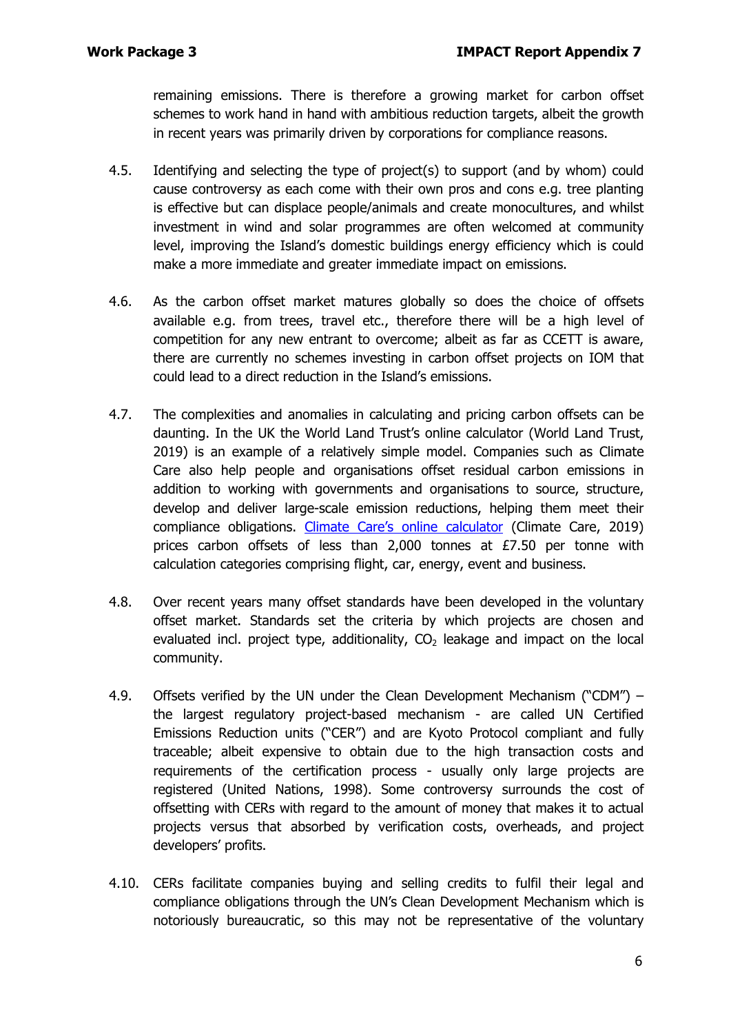remaining emissions. There is therefore a growing market for carbon offset schemes to work hand in hand with ambitious reduction targets, albeit the growth in recent years was primarily driven by corporations for compliance reasons.

4.5. Identifying and selecting the type of project(s) to support (and by whom) could cause controversy as each come with their own pros and cons e.g. tree planting is effective but can displace people/animals and create monocultures, and whilst investment in wind and solar programmes are often welcomed at community level, improving the Island's domestic buildings energy efficiency which is could make a more immediate and greater immediate impact on emissions.

4.6. As the carbon offset market matures globally so does the choice of offsets available e.g. from trees, travel etc., therefore there will be a high level of competition for any new entrant to overcome; albeit as far as CCETT is aware, there are currently no schemes investing in carbon offset projects on IOM that could lead to a direct reduction in the Island's emissions.

4.7. The complexities and anomalies in calculating and pricing carbon offsets can be daunting. In the UK the World Land Trust's online calculator (World Land Trust, 2019) is an example of a relatively simple model. Companies such as Climate Care also help people and organisations offset residual carbon emissions in addition to working with governments and organisations to source, structure, develop and deliver large-scale emission reductions, helping them meet their compliance obligations. [Climate Care's online calculator] (Climate Care, 2019) prices carbon offsets of less than 2,000 tonnes at £7.50 per tonne with calculation categories comprising flight, car, energy, event and business.

4.8. Over recent years many offset standards have been developed in the voluntary offset market. Standards set the criteria by which projects are chosen and evaluated incl. project type, additionality, $CO_2$ leakage and impact on the local community.

4.9. Offsets verified by the UN under the Clean Development Mechanism ("CDM") – the largest regulatory project-based mechanism - are called UN Certified Emissions Reduction units ("CER") and are Kyoto Protocol compliant and fully traceable; albeit expensive to obtain due to the high transaction costs and requirements of the certification process - usually only large projects are registered (United Nations, 1998). Some controversy surrounds the cost of offsetting with CERs with regard to the amount of money that makes it to actual projects versus that absorbed by verification costs, overheads, and project developers' profits.

4.10. CERs facilitate companies buying and selling credits to fulfil their legal and compliance obligations through the UN's Clean Development Mechanism which is notoriously bureaucratic, so this may not be representative of the voluntary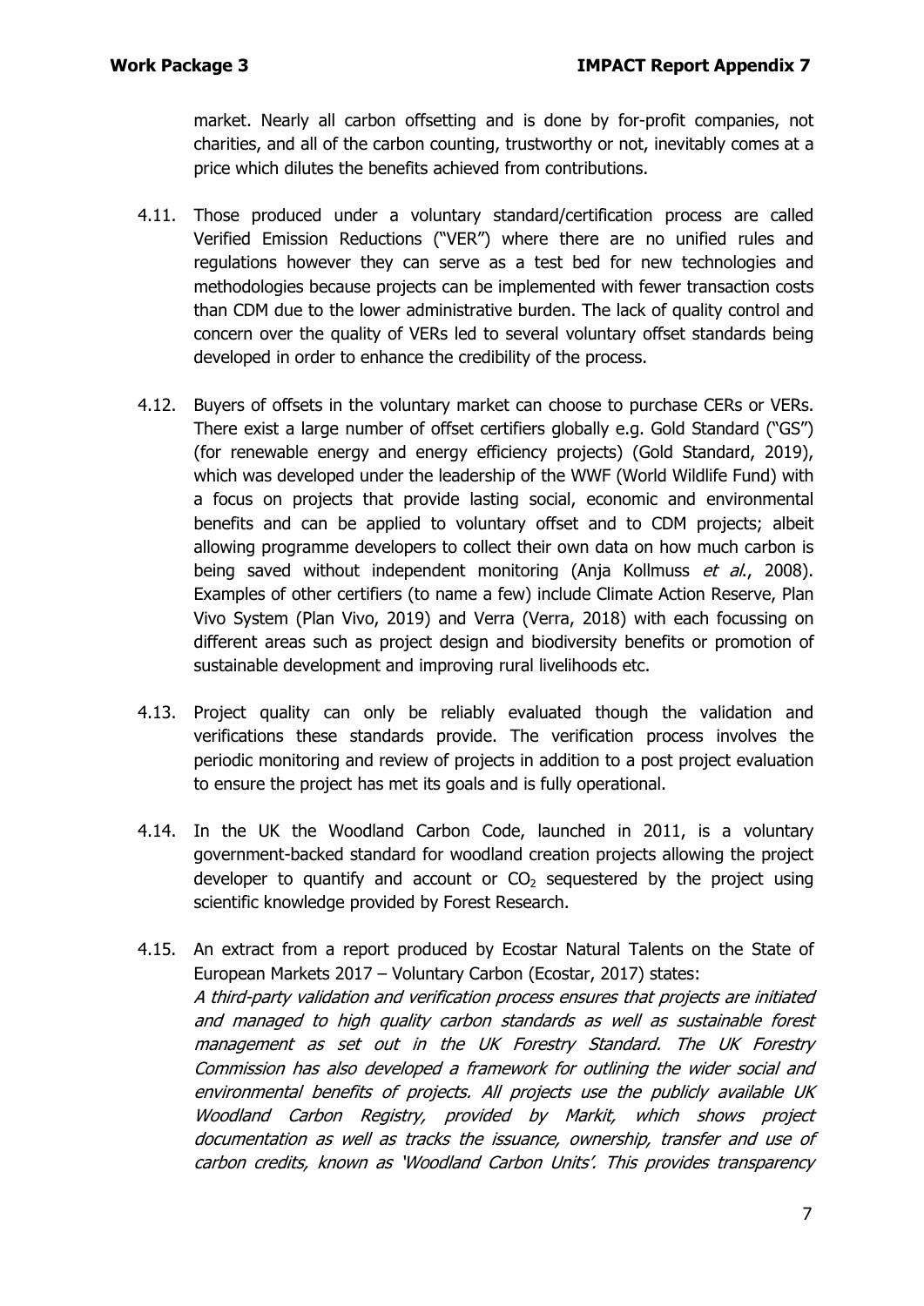market. Nearly all carbon offsetting and is done by for-profit companies, not charities, and all of the carbon counting, trustworthy or not, inevitably comes at a price which dilutes the benefits achieved from contributions.

4.11. Those produced under a voluntary standard/certification process are called Verified Emission Reductions ("VER") where there are no unified rules and regulations however they can serve as a test bed for new technologies and methodologies because projects can be implemented with fewer transaction costs than CDM due to the lower administrative burden. The lack of quality control and concern over the quality of VERs led to several voluntary offset standards being developed in order to enhance the credibility of the process.

4.12. Buyers of offsets in the voluntary market can choose to purchase CERs or VERs. There exist a large number of offset certifiers globally e.g. Gold Standard ("GS") (for renewable energy and energy efficiency projects) (Gold Standard, 2019), which was developed under the leadership of the WWF (World Wildlife Fund) with a focus on projects that provide lasting social, economic and environmental benefits and can be applied to voluntary offset and to CDM projects; albeit allowing programme developers to collect their own data on how much carbon is being saved without independent monitoring (Anja Kollmuss *et al.*, 2008). Examples of other certifiers (to name a few) include Climate Action Reserve, Plan Vivo System (Plan Vivo, 2019) and Verra (Verra, 2018) with each focussing on different areas such as project design and biodiversity benefits or promotion of sustainable development and improving rural livelihoods etc.

4.13. Project quality can only be reliably evaluated though the validation and verifications these standards provide. The verification process involves the periodic monitoring and review of projects in addition to a post project evaluation to ensure the project has met its goals and is fully operational.

4.14. In the UK the Woodland Carbon Code, launched in 2011, is a voluntary government-backed standard for woodland creation projects allowing the project developer to quantify and account or $CO_2$ sequestered by the project using scientific knowledge provided by Forest Research.

4.15. An extract from a report produced by Ecostar Natural Talents on the State of European Markets 2017 – Voluntary Carbon (Ecostar, 2017) states:
*A third-party validation and verification process ensures that projects are initiated and managed to high quality carbon standards as well as sustainable forest management as set out in the UK Forestry Standard. The UK Forestry Commission has also developed a framework for outlining the wider social and environmental benefits of projects. All projects use the publicly available UK Woodland Carbon Registry, provided by Markit, which shows project documentation as well as tracks the issuance, ownership, transfer and use of carbon credits, known as 'Woodland Carbon Units'. This provides transparency*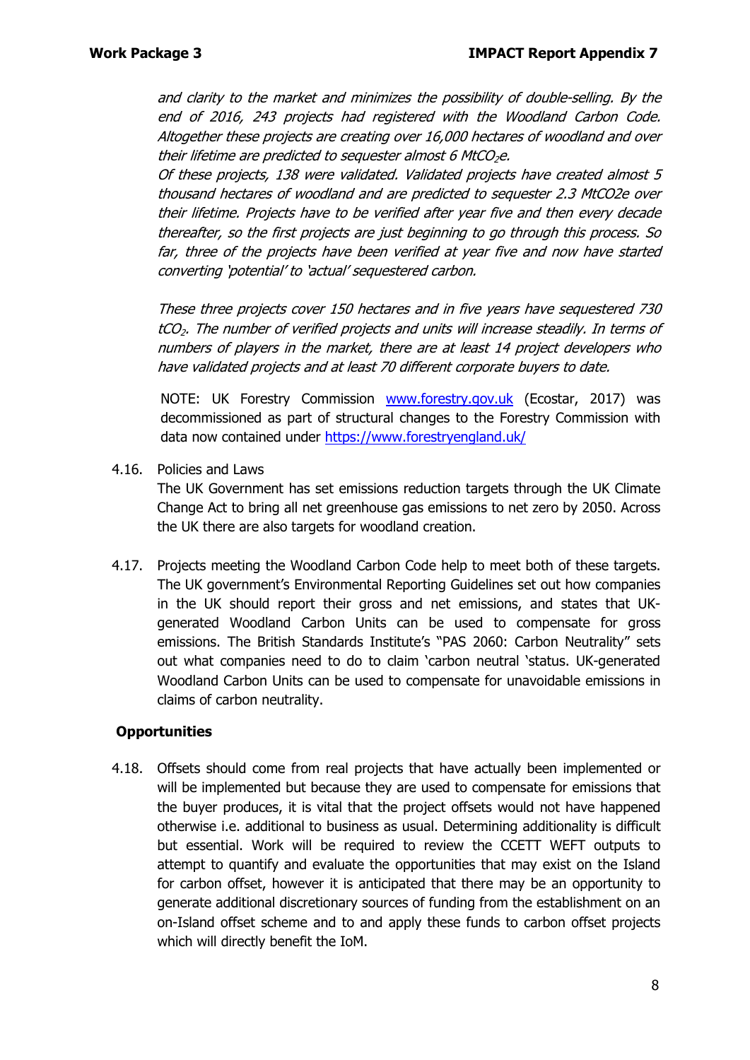*and clarity to the market and minimizes the possibility of double-selling. By the end of 2016, 243 projects had registered with the Woodland Carbon Code. Altogether these projects are creating over 16,000 hectares of woodland and over their lifetime are predicted to sequester almost 6 Mt$CO_2$e.*

*Of these projects, 138 were validated. Validated projects have created almost 5 thousand hectares of woodland and are predicted to sequester 2.3 MtCO2e over their lifetime. Projects have to be verified after year five and then every decade thereafter, so the first projects are just beginning to go through this process. So far, three of the projects have been verified at year five and now have started converting 'potential' to 'actual' sequestered carbon.*

*These three projects cover 150 hectares and in five years have sequestered 730 t$CO_2$. The number of verified projects and units will increase steadily. In terms of numbers of players in the market, there are at least 14 project developers who have validated projects and at least 70 different corporate buyers to date.*

NOTE: UK Forestry Commission www.forestry.gov.uk (Ecostar, 2017) was decommissioned as part of structural changes to the Forestry Commission with data now contained under https://www.forestryengland.uk/

4.16. Policies and Laws
The UK Government has set emissions reduction targets through the UK Climate Change Act to bring all net greenhouse gas emissions to net zero by 2050. Across the UK there are also targets for woodland creation.

4.17. Projects meeting the Woodland Carbon Code help to meet both of these targets. The UK government's Environmental Reporting Guidelines set out how companies in the UK should report their gross and net emissions, and states that UK-generated Woodland Carbon Units can be used to compensate for gross emissions. The British Standards Institute's "PAS 2060: Carbon Neutrality" sets out what companies need to do to claim 'carbon neutral 'status. UK-generated Woodland Carbon Units can be used to compensate for unavoidable emissions in claims of carbon neutrality.

**Opportunities**

4.18. Offsets should come from real projects that have actually been implemented or will be implemented but because they are used to compensate for emissions that the buyer produces, it is vital that the project offsets would not have happened otherwise i.e. additional to business as usual. Determining additionality is difficult but essential. Work will be required to review the CCETT WEFT outputs to attempt to quantify and evaluate the opportunities that may exist on the Island for carbon offset, however it is anticipated that there may be an opportunity to generate additional discretionary sources of funding from the establishment on an on-Island offset scheme and to and apply these funds to carbon offset projects which will directly benefit the IoM.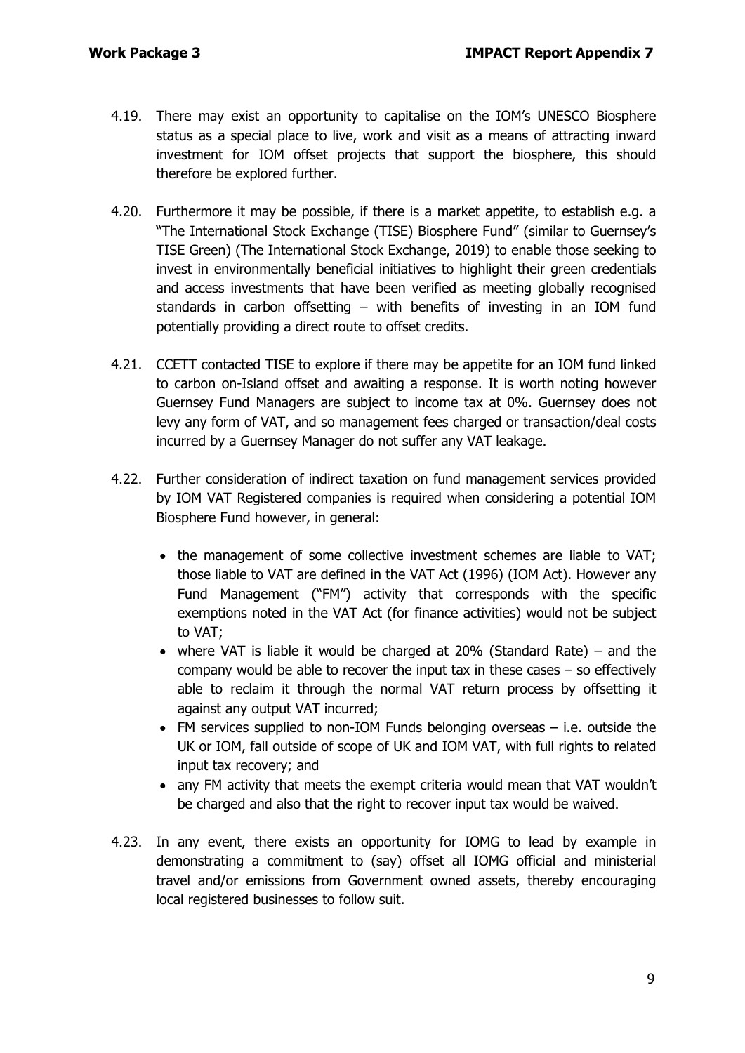4.19. There may exist an opportunity to capitalise on the IOM's UNESCO Biosphere status as a special place to live, work and visit as a means of attracting inward investment for IOM offset projects that support the biosphere, this should therefore be explored further.

4.20. Furthermore it may be possible, if there is a market appetite, to establish e.g. a "The International Stock Exchange (TISE) Biosphere Fund" (similar to Guernsey's TISE Green) (The International Stock Exchange, 2019) to enable those seeking to invest in environmentally beneficial initiatives to highlight their green credentials and access investments that have been verified as meeting globally recognised standards in carbon offsetting – with benefits of investing in an IOM fund potentially providing a direct route to offset credits.

4.21. CCETT contacted TISE to explore if there may be appetite for an IOM fund linked to carbon on-Island offset and awaiting a response. It is worth noting however Guernsey Fund Managers are subject to income tax at 0%. Guernsey does not levy any form of VAT, and so management fees charged or transaction/deal costs incurred by a Guernsey Manager do not suffer any VAT leakage.

4.22. Further consideration of indirect taxation on fund management services provided by IOM VAT Registered companies is required when considering a potential IOM Biosphere Fund however, in general:

- the management of some collective investment schemes are liable to VAT; those liable to VAT are defined in the VAT Act (1996) (IOM Act). However any Fund Management ("FM") activity that corresponds with the specific exemptions noted in the VAT Act (for finance activities) would not be subject to VAT;
- where VAT is liable it would be charged at 20% (Standard Rate) – and the company would be able to recover the input tax in these cases – so effectively able to reclaim it through the normal VAT return process by offsetting it against any output VAT incurred;
- FM services supplied to non-IOM Funds belonging overseas – i.e. outside the UK or IOM, fall outside of scope of UK and IOM VAT, with full rights to related input tax recovery; and
- any FM activity that meets the exempt criteria would mean that VAT wouldn't be charged and also that the right to recover input tax would be waived.

4.23. In any event, there exists an opportunity for IOMG to lead by example in demonstrating a commitment to (say) offset all IOMG official and ministerial travel and/or emissions from Government owned assets, thereby encouraging local registered businesses to follow suit.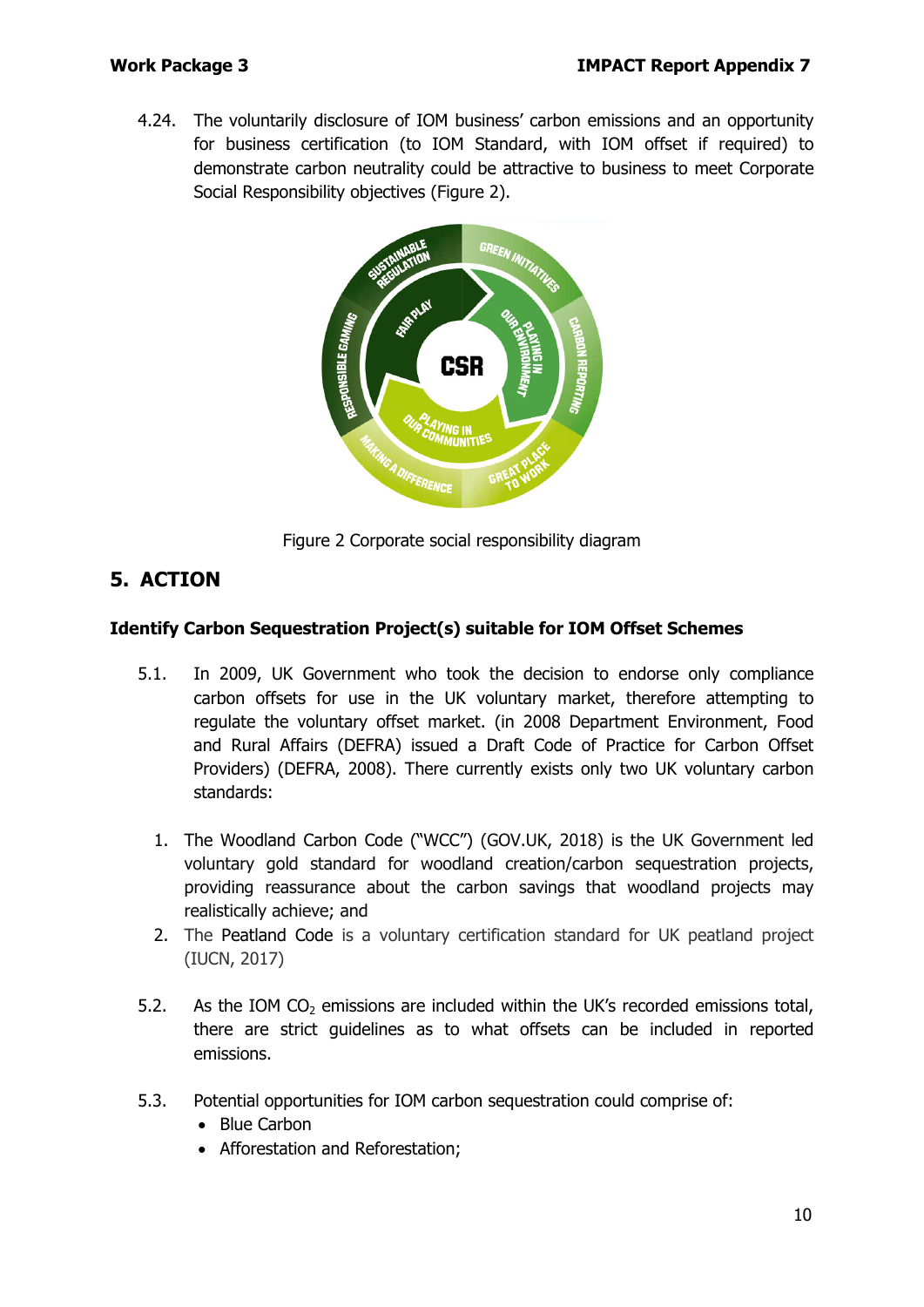4.24. The voluntarily disclosure of IOM business' carbon emissions and an opportunity for business certification (to IOM Standard, with IOM offset if required) to demonstrate carbon neutrality could be attractive to business to meet Corporate Social Responsibility objectives (Figure 2).

Figure 2 Corporate social responsibility diagram

## 5. ACTION

### Identify Carbon Sequestration Project(s) suitable for IOM Offset Schemes

5.1. In 2009, UK Government who took the decision to endorse only compliance carbon offsets for use in the UK voluntary market, therefore attempting to regulate the voluntary offset market. (in 2008 Department Environment, Food and Rural Affairs (DEFRA) issued a Draft Code of Practice for Carbon Offset Providers) (DEFRA, 2008). There currently exists only two UK voluntary carbon standards:

1. The Woodland Carbon Code ("WCC") (GOV.UK, 2018) is the UK Government led voluntary gold standard for woodland creation/carbon sequestration projects, providing reassurance about the carbon savings that woodland projects may realistically achieve; and
2. The Peatland Code is a voluntary certification standard for UK peatland project (IUCN, 2017)

5.2. As the IOM $CO_2$ emissions are included within the UK's recorded emissions total, there are strict guidelines as to what offsets can be included in reported emissions.

5.3. Potential opportunities for IOM carbon sequestration could comprise of:

- Blue Carbon
- Afforestation and Reforestation;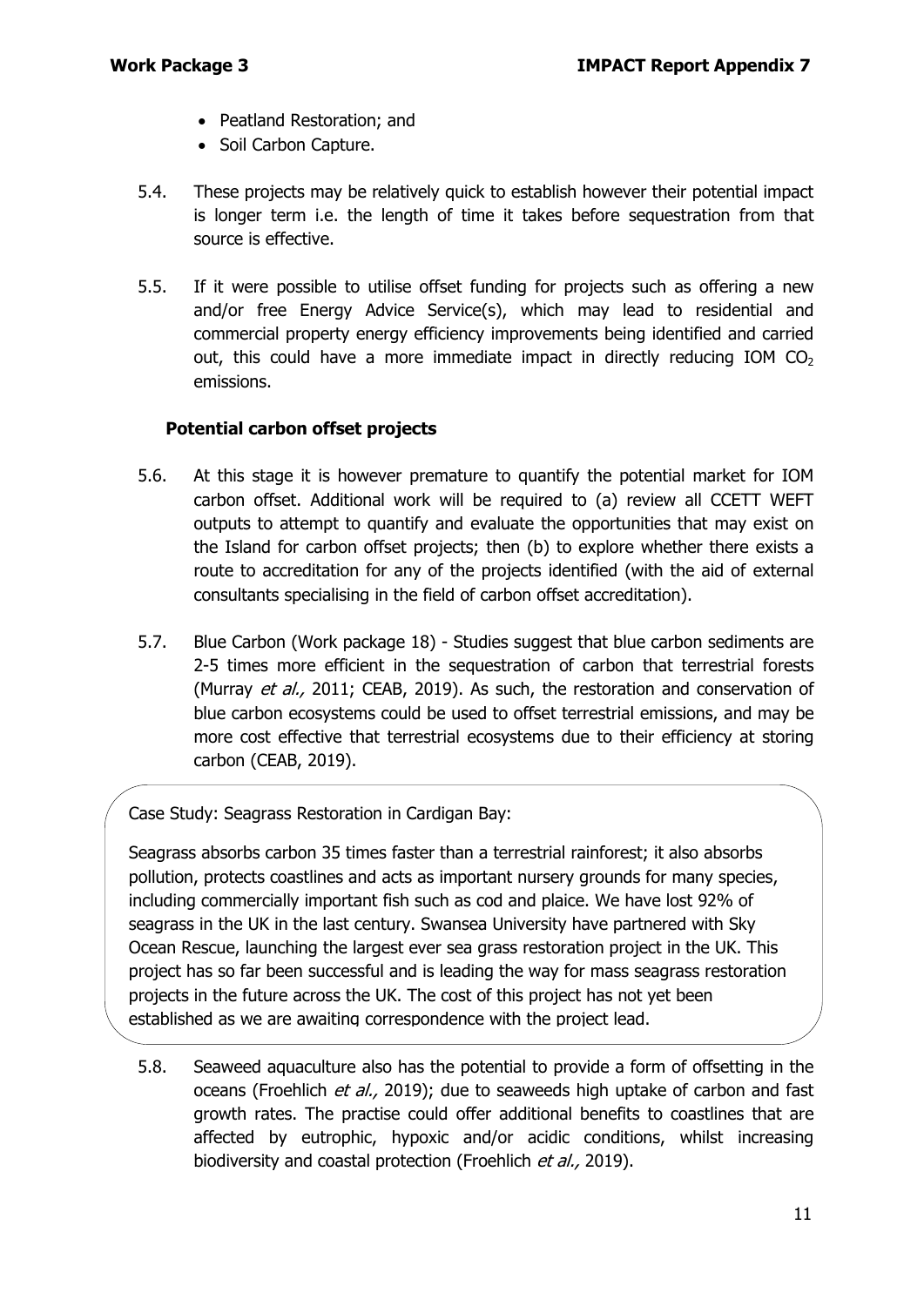- Peatland Restoration; and
- Soil Carbon Capture.

5.4. These projects may be relatively quick to establish however their potential impact is longer term i.e. the length of time it takes before sequestration from that source is effective.

5.5. If it were possible to utilise offset funding for projects such as offering a new and/or free Energy Advice Service(s), which may lead to residential and commercial property energy efficiency improvements being identified and carried out, this could have a more immediate impact in directly reducing IOM $CO_2$ emissions.

### Potential carbon offset projects

5.6. At this stage it is however premature to quantify the potential market for IOM carbon offset. Additional work will be required to (a) review all CCETT WEFT outputs to attempt to quantify and evaluate the opportunities that may exist on the Island for carbon offset projects; then (b) to explore whether there exists a route to accreditation for any of the projects identified (with the aid of external consultants specialising in the field of carbon offset accreditation).

5.7. Blue Carbon (Work package 18) - Studies suggest that blue carbon sediments are 2-5 times more efficient in the sequestration of carbon that terrestrial forests (Murray *et al.,* 2011; CEAB, 2019). As such, the restoration and conservation of blue carbon ecosystems could be used to offset terrestrial emissions, and may be more cost effective that terrestrial ecosystems due to their efficiency at storing carbon (CEAB, 2019).

Case Study: Seagrass Restoration in Cardigan Bay:

Seagrass absorbs carbon 35 times faster than a terrestrial rainforest; it also absorbs pollution, protects coastlines and acts as important nursery grounds for many species, including commercially important fish such as cod and plaice. We have lost 92% of seagrass in the UK in the last century. Swansea University have partnered with Sky Ocean Rescue, launching the largest ever sea grass restoration project in the UK. This project has so far been successful and is leading the way for mass seagrass restoration projects in the future across the UK. The cost of this project has not yet been established as we are awaiting correspondence with the project lead.

5.8. Seaweed aquaculture also has the potential to provide a form of offsetting in the oceans (Froehlich *et al.,* 2019); due to seaweeds high uptake of carbon and fast growth rates. The practise could offer additional benefits to coastlines that are affected by eutrophic, hypoxic and/or acidic conditions, whilst increasing biodiversity and coastal protection (Froehlich *et al.,* 2019).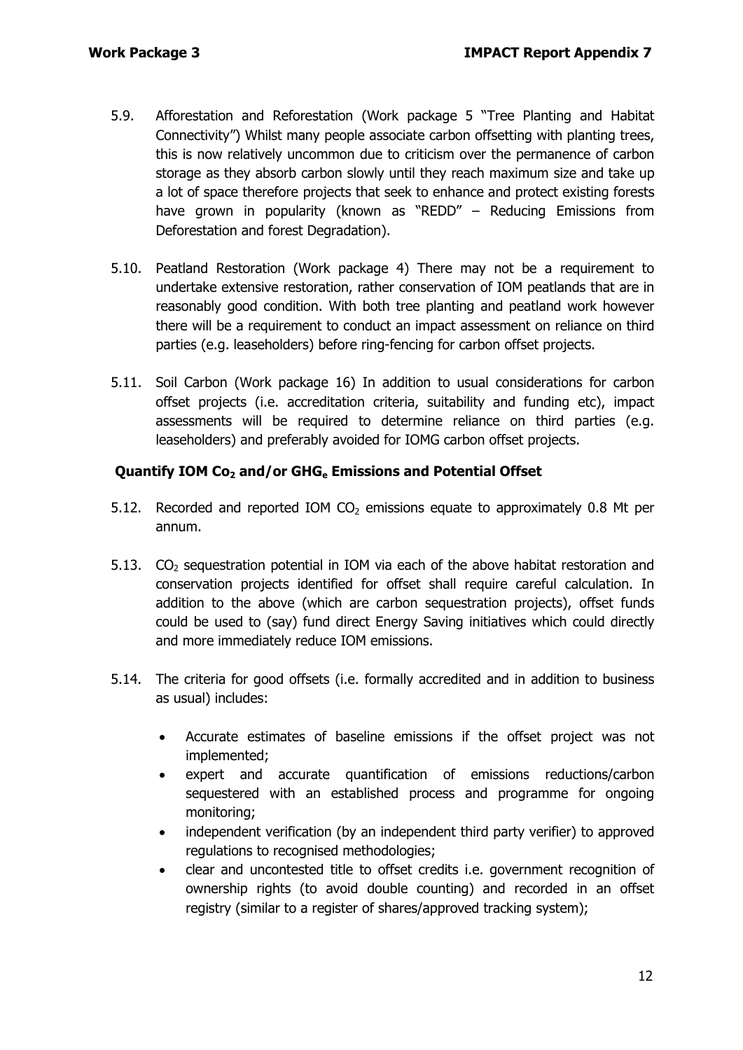5.9. Afforestation and Reforestation (Work package 5 "Tree Planting and Habitat Connectivity") Whilst many people associate carbon offsetting with planting trees, this is now relatively uncommon due to criticism over the permanence of carbon storage as they absorb carbon slowly until they reach maximum size and take up a lot of space therefore projects that seek to enhance and protect existing forests have grown in popularity (known as "REDD" – Reducing Emissions from Deforestation and forest Degradation).

5.10. Peatland Restoration (Work package 4) There may not be a requirement to undertake extensive restoration, rather conservation of IOM peatlands that are in reasonably good condition. With both tree planting and peatland work however there will be a requirement to conduct an impact assessment on reliance on third parties (e.g. leaseholders) before ring-fencing for carbon offset projects.

5.11. Soil Carbon (Work package 16) In addition to usual considerations for carbon offset projects (i.e. accreditation criteria, suitability and funding etc), impact assessments will be required to determine reliance on third parties (e.g. leaseholders) and preferably avoided for IOMG carbon offset projects.

### Quantify IOM $Co_2$ and/or $GHG_e$ Emissions and Potential Offset

5.12. Recorded and reported IOM $CO_2$ emissions equate to approximately 0.8 Mt per annum.

5.13. $CO_2$ sequestration potential in IOM via each of the above habitat restoration and conservation projects identified for offset shall require careful calculation. In addition to the above (which are carbon sequestration projects), offset funds could be used to (say) fund direct Energy Saving initiatives which could directly and more immediately reduce IOM emissions.

5.14. The criteria for good offsets (i.e. formally accredited and in addition to business as usual) includes:

- Accurate estimates of baseline emissions if the offset project was not implemented;
- expert and accurate quantification of emissions reductions/carbon sequestered with an established process and programme for ongoing monitoring;
- independent verification (by an independent third party verifier) to approved regulations to recognised methodologies;
- clear and uncontested title to offset credits i.e. government recognition of ownership rights (to avoid double counting) and recorded in an offset registry (similar to a register of shares/approved tracking system);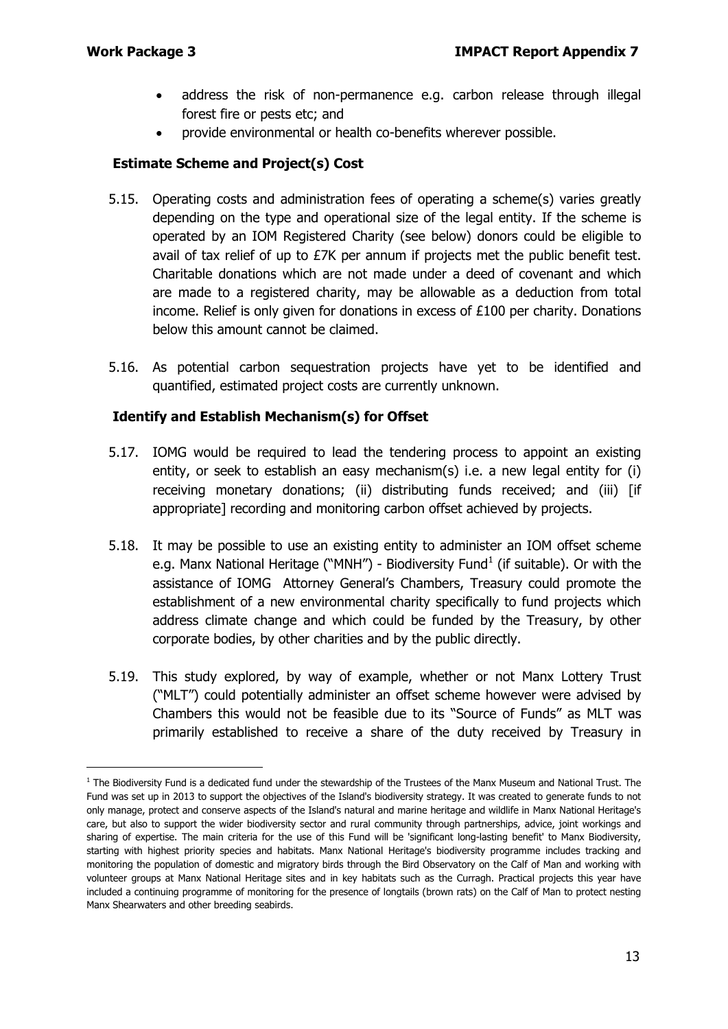- address the risk of non-permanence e.g. carbon release through illegal forest fire or pests etc; and
- provide environmental or health co-benefits wherever possible.

### Estimate Scheme and Project(s) Cost

5.15. Operating costs and administration fees of operating a scheme(s) varies greatly depending on the type and operational size of the legal entity. If the scheme is operated by an IOM Registered Charity (see below) donors could be eligible to avail of tax relief of up to £7K per annum if projects met the public benefit test. Charitable donations which are not made under a deed of covenant and which are made to a registered charity, may be allowable as a deduction from total income. Relief is only given for donations in excess of £100 per charity. Donations below this amount cannot be claimed.

5.16. As potential carbon sequestration projects have yet to be identified and quantified, estimated project costs are currently unknown.

### Identify and Establish Mechanism(s) for Offset

5.17. IOMG would be required to lead the tendering process to appoint an existing entity, or seek to establish an easy mechanism(s) i.e. a new legal entity for (i) receiving monetary donations; (ii) distributing funds received; and (iii) [if appropriate] recording and monitoring carbon offset achieved by projects.

5.18. It may be possible to use an existing entity to administer an IOM offset scheme e.g. Manx National Heritage ("MNH") - Biodiversity Fund[1] (if suitable). Or with the assistance of IOMG Attorney General's Chambers, Treasury could promote the establishment of a new environmental charity specifically to fund projects which address climate change and which could be funded by the Treasury, by other corporate bodies, by other charities and by the public directly.

5.19. This study explored, by way of example, whether or not Manx Lottery Trust ("MLT") could potentially administer an offset scheme however were advised by Chambers this would not be feasible due to its "Source of Funds" as MLT was primarily established to receive a share of the duty received by Treasury in

---

[1] The Biodiversity Fund is a dedicated fund under the stewardship of the Trustees of the Manx Museum and National Trust. The Fund was set up in 2013 to support the objectives of the Island's biodiversity strategy. It was created to generate funds to not only manage, protect and conserve aspects of the Island's natural and marine heritage and wildlife in Manx National Heritage's care, but also to support the wider biodiversity sector and rural community through partnerships, advice, joint workings and sharing of expertise. The main criteria for the use of this Fund will be 'significant long-lasting benefit' to Manx Biodiversity, starting with highest priority species and habitats. Manx National Heritage's biodiversity programme includes tracking and monitoring the population of domestic and migratory birds through the Bird Observatory on the Calf of Man and working with volunteer groups at Manx National Heritage sites and in key habitats such as the Curragh. Practical projects this year have included a continuing programme of monitoring for the presence of longtails (brown rats) on the Calf of Man to protect nesting Manx Shearwaters and other breeding seabirds.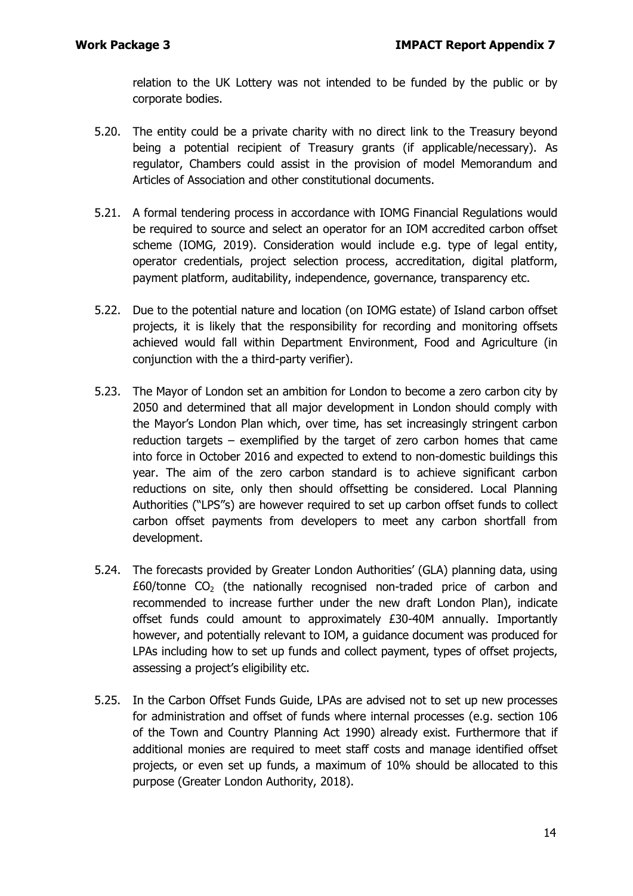relation to the UK Lottery was not intended to be funded by the public or by corporate bodies.

5.20. The entity could be a private charity with no direct link to the Treasury beyond being a potential recipient of Treasury grants (if applicable/necessary). As regulator, Chambers could assist in the provision of model Memorandum and Articles of Association and other constitutional documents.

5.21. A formal tendering process in accordance with IOMG Financial Regulations would be required to source and select an operator for an IOM accredited carbon offset scheme (IOMG, 2019). Consideration would include e.g. type of legal entity, operator credentials, project selection process, accreditation, digital platform, payment platform, auditability, independence, governance, transparency etc.

5.22. Due to the potential nature and location (on IOMG estate) of Island carbon offset projects, it is likely that the responsibility for recording and monitoring offsets achieved would fall within Department Environment, Food and Agriculture (in conjunction with the a third-party verifier).

5.23. The Mayor of London set an ambition for London to become a zero carbon city by 2050 and determined that all major development in London should comply with the Mayor's London Plan which, over time, has set increasingly stringent carbon reduction targets – exemplified by the target of zero carbon homes that came into force in October 2016 and expected to extend to non-domestic buildings this year. The aim of the zero carbon standard is to achieve significant carbon reductions on site, only then should offsetting be considered. Local Planning Authorities ("LPS"s) are however required to set up carbon offset funds to collect carbon offset payments from developers to meet any carbon shortfall from development.

5.24. The forecasts provided by Greater London Authorities' (GLA) planning data, using £60/tonne $CO_2$ (the nationally recognised non-traded price of carbon and recommended to increase further under the new draft London Plan), indicate offset funds could amount to approximately £30-40M annually. Importantly however, and potentially relevant to IOM, a guidance document was produced for LPAs including how to set up funds and collect payment, types of offset projects, assessing a project's eligibility etc.

5.25. In the Carbon Offset Funds Guide, LPAs are advised not to set up new processes for administration and offset of funds where internal processes (e.g. section 106 of the Town and Country Planning Act 1990) already exist. Furthermore that if additional monies are required to meet staff costs and manage identified offset projects, or even set up funds, a maximum of 10% should be allocated to this purpose (Greater London Authority, 2018).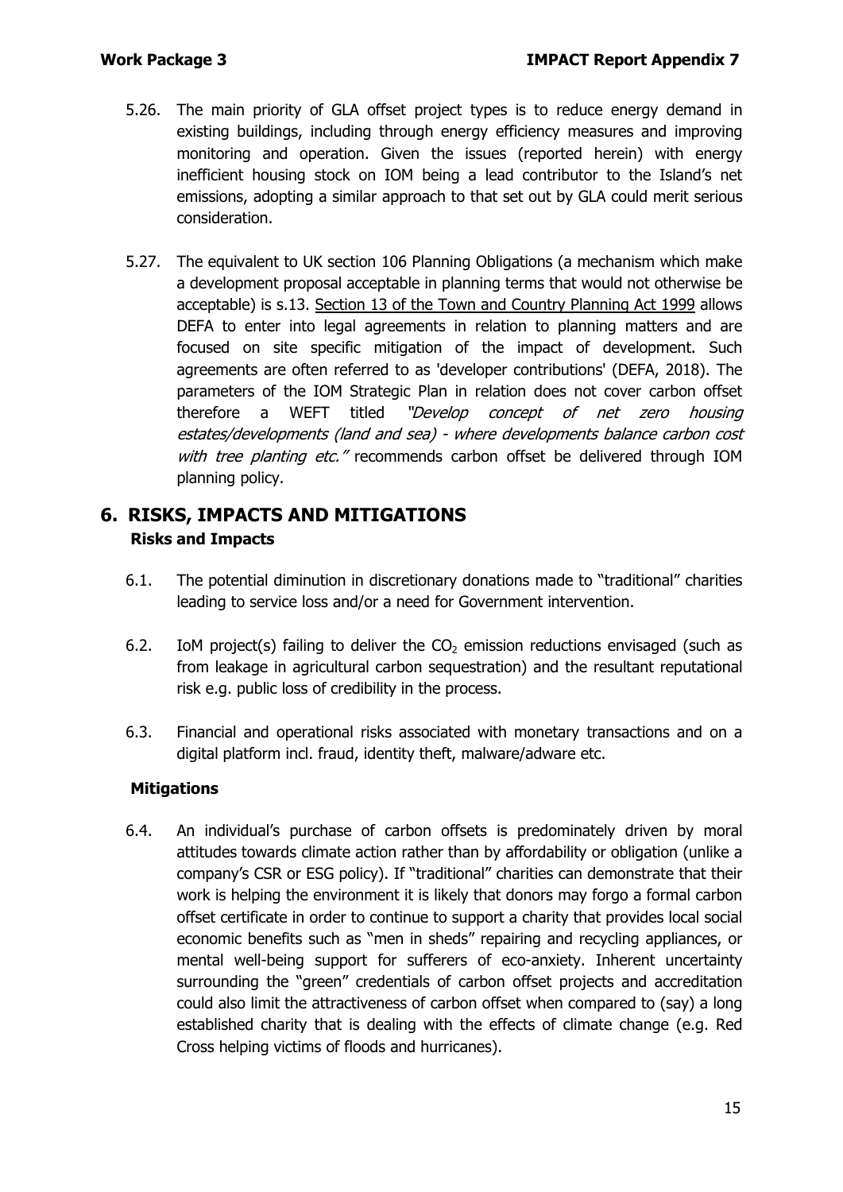5.26. The main priority of GLA offset project types is to reduce energy demand in existing buildings, including through energy efficiency measures and improving monitoring and operation. Given the issues (reported herein) with energy inefficient housing stock on IOM being a lead contributor to the Island's net emissions, adopting a similar approach to that set out by GLA could merit serious consideration.

5.27. The equivalent to UK section 106 Planning Obligations (a mechanism which make a development proposal acceptable in planning terms that would not otherwise be acceptable) is s.13. Section 13 of the Town and Country Planning Act 1999 allows DEFA to enter into legal agreements in relation to planning matters and are focused on site specific mitigation of the impact of development. Such agreements are often referred to as 'developer contributions' (DEFA, 2018). The parameters of the IOM Strategic Plan in relation does not cover carbon offset therefore a WEFT titled *"Develop concept of net zero housing estates/developments (land and sea) - where developments balance carbon cost with tree planting etc."* recommends carbon offset be delivered through IOM planning policy.

# 6. RISKS, IMPACTS AND MITIGATIONS

## Risks and Impacts

6.1. The potential diminution in discretionary donations made to "traditional" charities leading to service loss and/or a need for Government intervention.

6.2. IoM project(s) failing to deliver the $CO_2$ emission reductions envisaged (such as from leakage in agricultural carbon sequestration) and the resultant reputational risk e.g. public loss of credibility in the process.

6.3. Financial and operational risks associated with monetary transactions and on a digital platform incl. fraud, identity theft, malware/adware etc.

## Mitigations

6.4. An individual's purchase of carbon offsets is predominately driven by moral attitudes towards climate action rather than by affordability or obligation (unlike a company's CSR or ESG policy). If "traditional" charities can demonstrate that their work is helping the environment it is likely that donors may forgo a formal carbon offset certificate in order to continue to support a charity that provides local social economic benefits such as "men in sheds" repairing and recycling appliances, or mental well-being support for sufferers of eco-anxiety. Inherent uncertainty surrounding the "green" credentials of carbon offset projects and accreditation could also limit the attractiveness of carbon offset when compared to (say) a long established charity that is dealing with the effects of climate change (e.g. Red Cross helping victims of floods and hurricanes).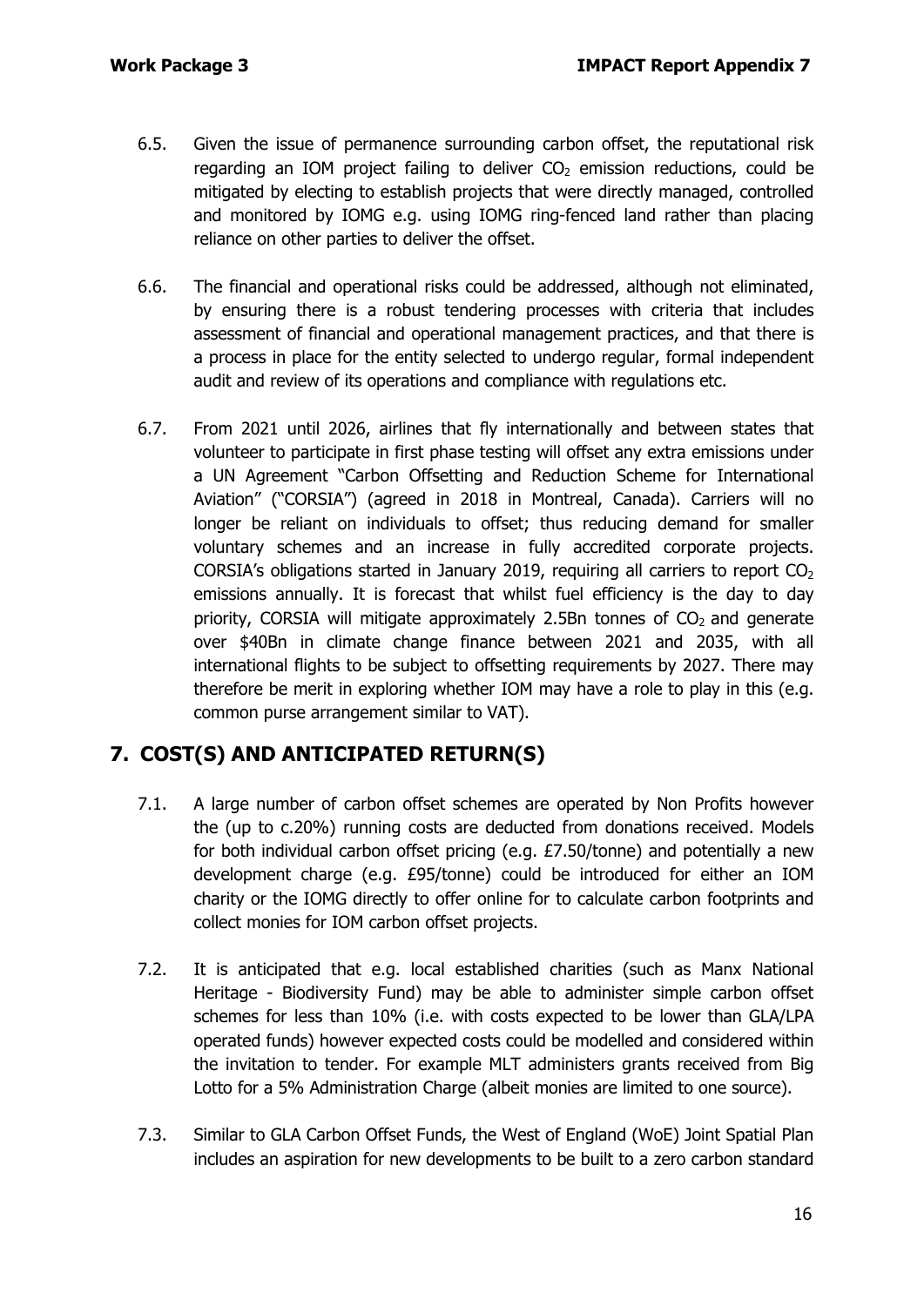6.5. Given the issue of permanence surrounding carbon offset, the reputational risk regarding an IOM project failing to deliver $CO_2$ emission reductions, could be mitigated by electing to establish projects that were directly managed, controlled and monitored by IOMG e.g. using IOMG ring-fenced land rather than placing reliance on other parties to deliver the offset.

6.6. The financial and operational risks could be addressed, although not eliminated, by ensuring there is a robust tendering processes with criteria that includes assessment of financial and operational management practices, and that there is a process in place for the entity selected to undergo regular, formal independent audit and review of its operations and compliance with regulations etc.

6.7. From 2021 until 2026, airlines that fly internationally and between states that volunteer to participate in first phase testing will offset any extra emissions under a UN Agreement "Carbon Offsetting and Reduction Scheme for International Aviation" ("CORSIA") (agreed in 2018 in Montreal, Canada). Carriers will no longer be reliant on individuals to offset; thus reducing demand for smaller voluntary schemes and an increase in fully accredited corporate projects. CORSIA's obligations started in January 2019, requiring all carriers to report $CO_2$ emissions annually. It is forecast that whilst fuel efficiency is the day to day priority, CORSIA will mitigate approximately 2.5Bn tonnes of $CO_2$ and generate over $40Bn in climate change finance between 2021 and 2035, with all international flights to be subject to offsetting requirements by 2027. There may therefore be merit in exploring whether IOM may have a role to play in this (e.g. common purse arrangement similar to VAT).

## 7. COST(S) AND ANTICIPATED RETURN(S)

7.1. A large number of carbon offset schemes are operated by Non Profits however the (up to c.20%) running costs are deducted from donations received. Models for both individual carbon offset pricing (e.g. £7.50/tonne) and potentially a new development charge (e.g. £95/tonne) could be introduced for either an IOM charity or the IOMG directly to offer online for to calculate carbon footprints and collect monies for IOM carbon offset projects.

7.2. It is anticipated that e.g. local established charities (such as Manx National Heritage - Biodiversity Fund) may be able to administer simple carbon offset schemes for less than 10% (i.e. with costs expected to be lower than GLA/LPA operated funds) however expected costs could be modelled and considered within the invitation to tender. For example MLT administers grants received from Big Lotto for a 5% Administration Charge (albeit monies are limited to one source).

7.3. Similar to GLA Carbon Offset Funds, the West of England (WoE) Joint Spatial Plan includes an aspiration for new developments to be built to a zero carbon standard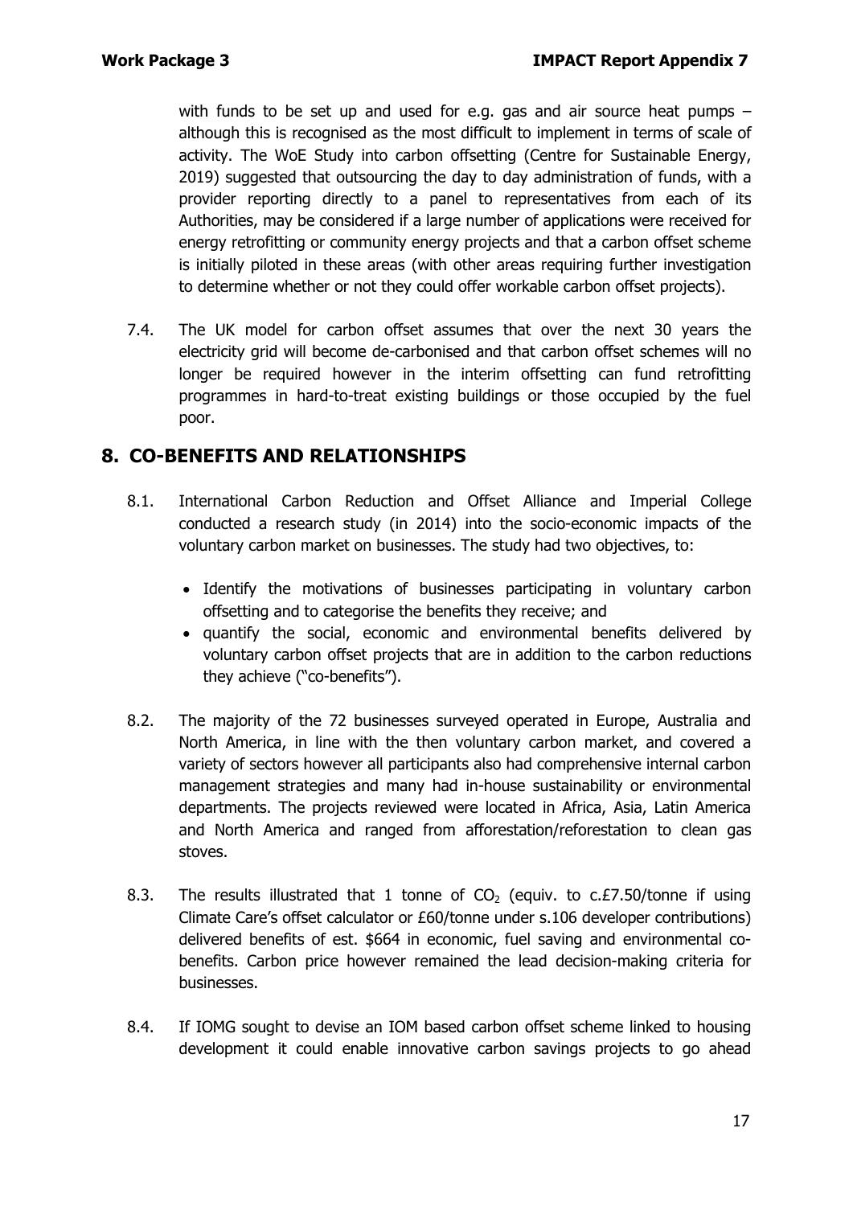with funds to be set up and used for e.g. gas and air source heat pumps – although this is recognised as the most difficult to implement in terms of scale of activity. The WoE Study into carbon offsetting (Centre for Sustainable Energy, 2019) suggested that outsourcing the day to day administration of funds, with a provider reporting directly to a panel to representatives from each of its Authorities, may be considered if a large number of applications were received for energy retrofitting or community energy projects and that a carbon offset scheme is initially piloted in these areas (with other areas requiring further investigation to determine whether or not they could offer workable carbon offset projects).

7.4. The UK model for carbon offset assumes that over the next 30 years the electricity grid will become de-carbonised and that carbon offset schemes will no longer be required however in the interim offsetting can fund retrofitting programmes in hard-to-treat existing buildings or those occupied by the fuel poor.

## 8. CO-BENEFITS AND RELATIONSHIPS

8.1. International Carbon Reduction and Offset Alliance and Imperial College conducted a research study (in 2014) into the socio-economic impacts of the voluntary carbon market on businesses. The study had two objectives, to:

- Identify the motivations of businesses participating in voluntary carbon offsetting and to categorise the benefits they receive; and
- quantify the social, economic and environmental benefits delivered by voluntary carbon offset projects that are in addition to the carbon reductions they achieve ("co-benefits").

8.2. The majority of the 72 businesses surveyed operated in Europe, Australia and North America, in line with the then voluntary carbon market, and covered a variety of sectors however all participants also had comprehensive internal carbon management strategies and many had in-house sustainability or environmental departments. The projects reviewed were located in Africa, Asia, Latin America and North America and ranged from afforestation/reforestation to clean gas stoves.

8.3. The results illustrated that 1 tonne of $CO_2$ (equiv. to c.£7.50/tonne if using Climate Care's offset calculator or £60/tonne under s.106 developer contributions) delivered benefits of est. $664 in economic, fuel saving and environmental co-benefits. Carbon price however remained the lead decision-making criteria for businesses.

8.4. If IOMG sought to devise an IOM based carbon offset scheme linked to housing development it could enable innovative carbon savings projects to go ahead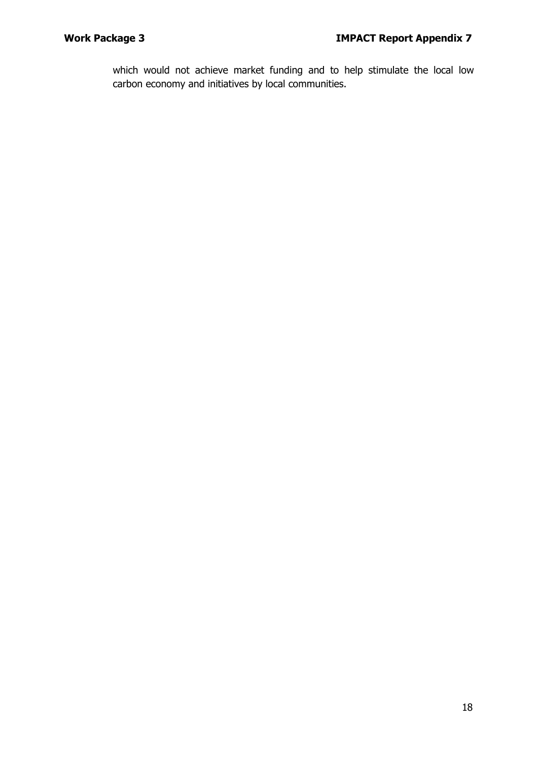which would not achieve market funding and to help stimulate the local low carbon economy and initiatives by local communities.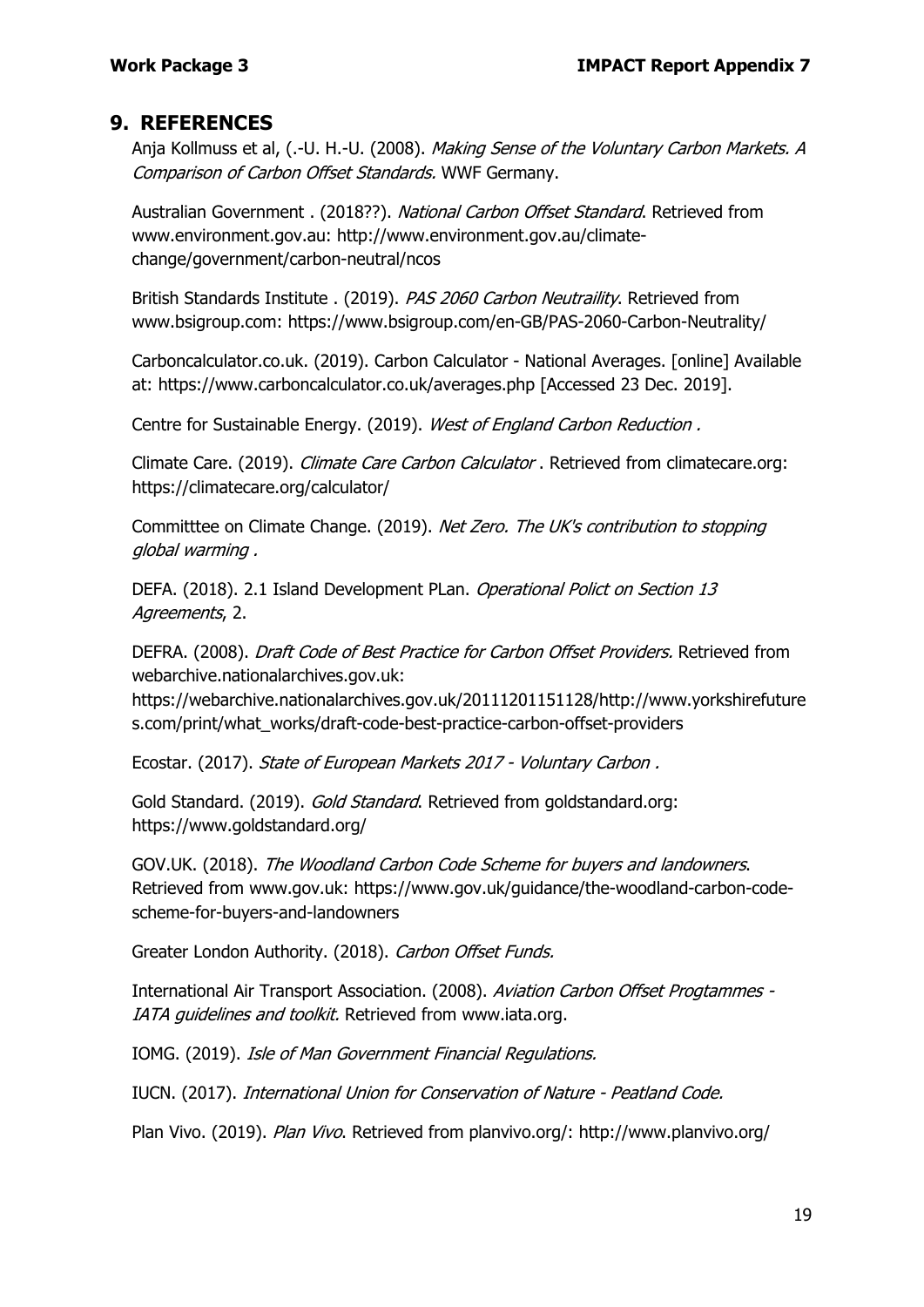## 9. REFERENCES

Anja Kollmuss et al, (.-U. H.-U. (2008). *Making Sense of the Voluntary Carbon Markets. A Comparison of Carbon Offset Standards.* WWF Germany.

Australian Government . (2018??). *National Carbon Offset Standard*. Retrieved from www.environment.gov.au: http://www.environment.gov.au/climate-change/government/carbon-neutral/ncos

British Standards Institute . (2019). *PAS 2060 Carbon Neutraility*. Retrieved from www.bsigroup.com: https://www.bsigroup.com/en-GB/PAS-2060-Carbon-Neutrality/

Carboncalculator.co.uk. (2019). Carbon Calculator - National Averages. [online] Available at: https://www.carboncalculator.co.uk/averages.php [Accessed 23 Dec. 2019].

Centre for Sustainable Energy. (2019). *West of England Carbon Reduction .*

Climate Care. (2019). *Climate Care Carbon Calculator* . Retrieved from climatecare.org: https://climatecare.org/calculator/

Committtee on Climate Change. (2019). *Net Zero. The UK's contribution to stopping global warming .*

DEFA. (2018). 2.1 Island Development PLan. *Operational Polict on Section 13 Agreements*, 2.

DEFRA. (2008). *Draft Code of Best Practice for Carbon Offset Providers.* Retrieved from webarchive.nationalarchives.gov.uk: https://webarchive.nationalarchives.gov.uk/20111201151128/http://www.yorkshirefutures.com/print/what_works/draft-code-best-practice-carbon-offset-providers

Ecostar. (2017). *State of European Markets 2017 - Voluntary Carbon .*

Gold Standard. (2019). *Gold Standard*. Retrieved from goldstandard.org: https://www.goldstandard.org/

GOV.UK. (2018). *The Woodland Carbon Code Scheme for buyers and landowners*. Retrieved from www.gov.uk: https://www.gov.uk/guidance/the-woodland-carbon-code-scheme-for-buyers-and-landowners

Greater London Authority. (2018). *Carbon Offset Funds.*

International Air Transport Association. (2008). *Aviation Carbon Offset Progtammes - IATA guidelines and toolkit.* Retrieved from www.iata.org.

IOMG. (2019). *Isle of Man Government Financial Regulations.*

IUCN. (2017). *International Union for Conservation of Nature - Peatland Code.*

Plan Vivo. (2019). *Plan Vivo*. Retrieved from planvivo.org/: http://www.planvivo.org/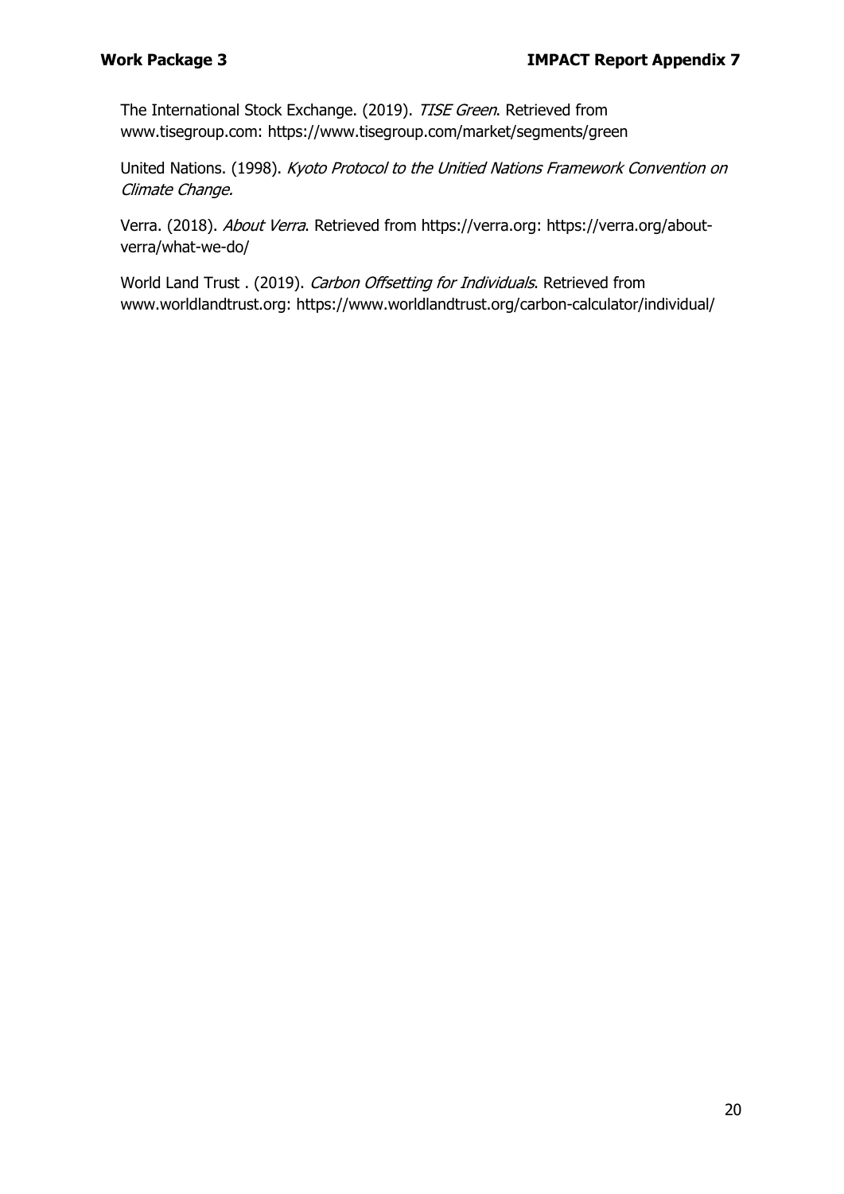The International Stock Exchange. (2019). *TISE Green*. Retrieved from www.tisegroup.com: https://www.tisegroup.com/market/segments/green

United Nations. (1998). *Kyoto Protocol to the Unitied Nations Framework Convention on Climate Change.*

Verra. (2018). *About Verra*. Retrieved from https://verra.org: https://verra.org/about-verra/what-we-do/

World Land Trust . (2019). *Carbon Offsetting for Individuals*. Retrieved from www.worldlandtrust.org: https://www.worldlandtrust.org/carbon-calculator/individual/